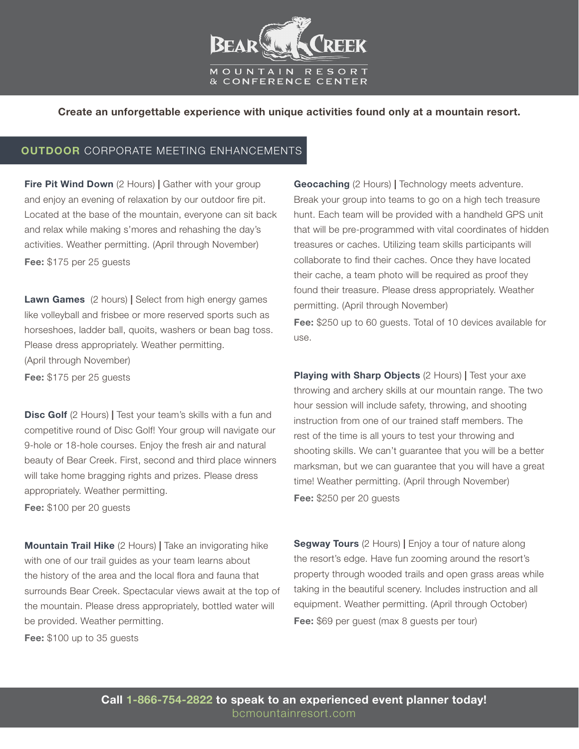# BEAR CREEK

MOUNTAIN RESORT & CONFERENCE CENTER

**Create an unforgettable experience with unique activities found only at a mountain resort.**

## OUTDOOR CORPORATE MEETING ENHANCEMENTS

**Fire Pit Wind Down** (2 Hours) **|** Gather with your group and enjoy an evening of relaxation by our outdoor fire pit. Located at the base of the mountain, everyone can sit back and relax while making s'mores and rehashing the day's activities. Weather permitting. (April through November)

**Fee:** $175 per 25 guests

**Lawn Games** (2 hours) **|** Select from high energy games like volleyball and frisbee or more reserved sports such as horseshoes, ladder ball, quoits, washers or bean bag toss. Please dress appropriately. Weather permitting. (April through November)

**Fee:** $175 per 25 guests

**Disc Golf** (2 Hours) **|** Test your team's skills with a fun and competitive round of Disc Golf! Your group will navigate our 9-hole or 18-hole courses. Enjoy the fresh air and natural beauty of Bear Creek. First, second and third place winners will take home bragging rights and prizes. Please dress appropriately. Weather permitting.

**Fee:** $100 per 20 guests

**Mountain Trail Hike** (2 Hours) **|** Take an invigorating hike with one of our trail guides as your team learns about the history of the area and the local flora and fauna that surrounds Bear Creek. Spectacular views await at the top of the mountain. Please dress appropriately, bottled water will be provided. Weather permitting.

**Fee:** $100 up to 35 guests

**Geocaching** (2 Hours) **|** Technology meets adventure. Break your group into teams to go on a high tech treasure hunt. Each team will be provided with a handheld GPS unit that will be pre-programmed with vital coordinates of hidden treasures or caches. Utilizing team skills participants will collaborate to find their caches. Once they have located their cache, a team photo will be required as proof they found their treasure. Please dress appropriately. Weather permitting. (April through November)

**Fee:** $250 up to 60 guests. Total of 10 devices available for use.

**Playing with Sharp Objects** (2 Hours) **|** Test your axe throwing and archery skills at our mountain range. The two hour session will include safety, throwing, and shooting instruction from one of our trained staff members. The rest of the time is all yours to test your throwing and shooting skills. We can't guarantee that you will be a better marksman, but we can guarantee that you will have a great time! Weather permitting. (April through November)

**Fee:** $250 per 20 guests

**Segway Tours** (2 Hours) **|** Enjoy a tour of nature along the resort's edge. Have fun zooming around the resort's property through wooded trails and open grass areas while taking in the beautiful scenery. Includes instruction and all equipment. Weather permitting. (April through October)

**Fee:** $69 per guest (max 8 guests per tour)

**Call 1-866-754-2822 to speak to an experienced event planner today!**
bcmountainresort.com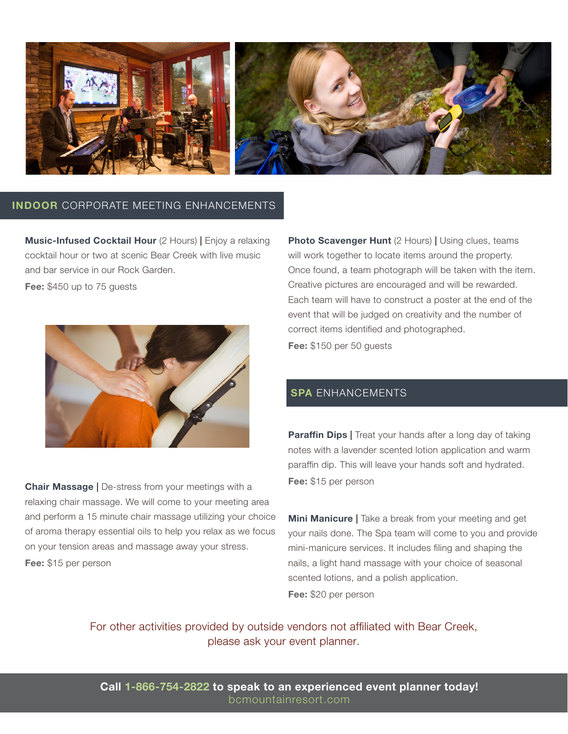## INDOOR CORPORATE MEETING ENHANCEMENTS

**Music-Infused Cocktail Hour** (2 Hours) **|** Enjoy a relaxing cocktail hour or two at scenic Bear Creek with live music and bar service in our Rock Garden.

**Fee:** $450 up to 75 guests

**Chair Massage |** De-stress from your meetings with a relaxing chair massage. We will come to your meeting area and perform a 15 minute chair massage utilizing your choice of aroma therapy essential oils to help you relax as we focus on your tension areas and massage away your stress.

**Fee:** $15 per person

**Photo Scavenger Hunt** (2 Hours) **|** Using clues, teams will work together to locate items around the property. Once found, a team photograph will be taken with the item. Creative pictures are encouraged and will be rewarded. Each team will have to construct a poster at the end of the event that will be judged on creativity and the number of correct items identified and photographed.

**Fee:** $150 per 50 guests

## SPA ENHANCEMENTS

**Paraffin Dips |** Treat your hands after a long day of taking notes with a lavender scented lotion application and warm paraffin dip. This will leave your hands soft and hydrated.

**Fee:** $15 per person

**Mini Manicure |** Take a break from your meeting and get your nails done. The Spa team will come to you and provide mini-manicure services. It includes filing and shaping the nails, a light hand massage with your choice of seasonal scented lotions, and a polish application.

**Fee:** $20 per person

For other activities provided by outside vendors not affiliated with Bear Creek, please ask your event planner.

**Call 1-866-754-2822 to speak to an experienced event planner today!**
bcmountainresort.com